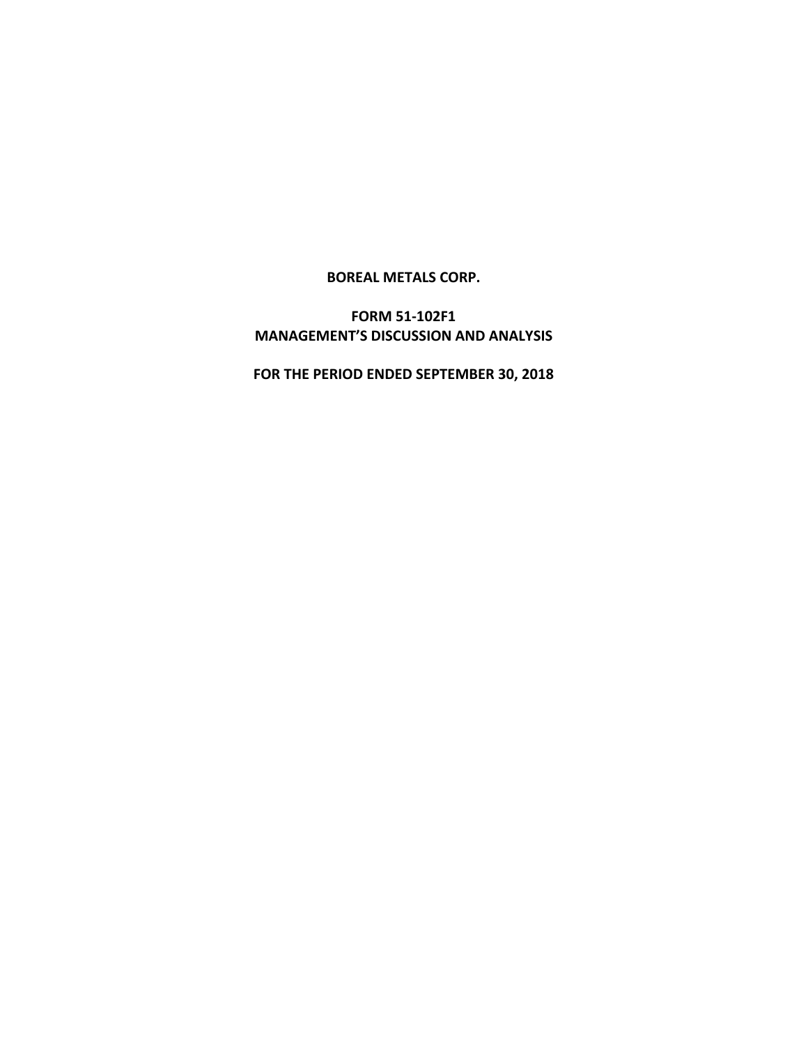# BOREAL METALS CORP.

## FORM 51-102F1
## MANAGEMENT'S DISCUSSION AND ANALYSIS

## FOR THE PERIOD ENDED SEPTEMBER 30, 2018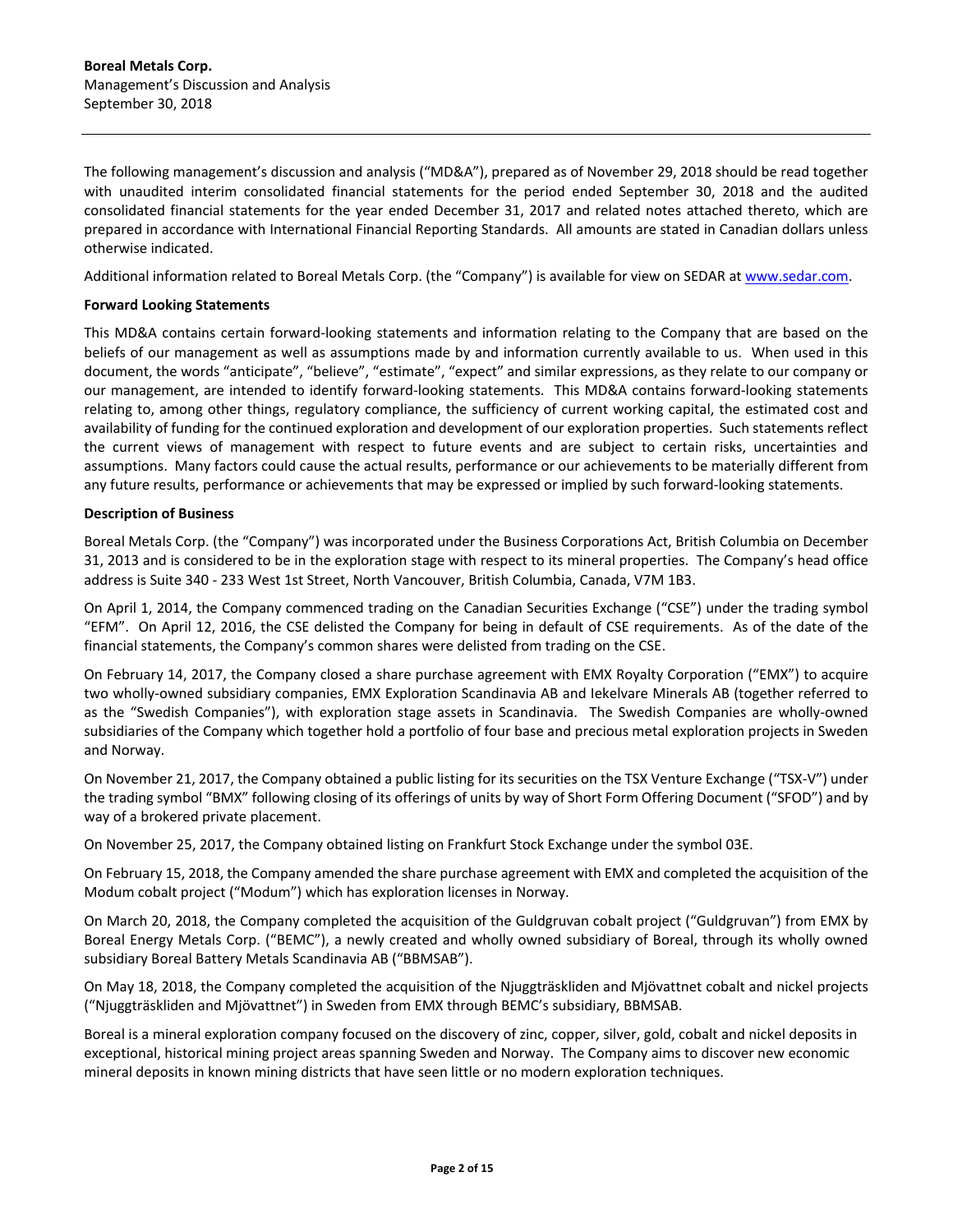**Boreal Metals Corp.**
Management's Discussion and Analysis
September 30, 2018

The following management's discussion and analysis ("MD&A"), prepared as of November 29, 2018 should be read together with unaudited interim consolidated financial statements for the period ended September 30, 2018 and the audited consolidated financial statements for the year ended December 31, 2017 and related notes attached thereto, which are prepared in accordance with International Financial Reporting Standards. All amounts are stated in Canadian dollars unless otherwise indicated.

Additional information related to Boreal Metals Corp. (the "Company") is available for view on SEDAR at www.sedar.com.

**Forward Looking Statements**

This MD&A contains certain forward-looking statements and information relating to the Company that are based on the beliefs of our management as well as assumptions made by and information currently available to us. When used in this document, the words "anticipate", "believe", "estimate", "expect" and similar expressions, as they relate to our company or our management, are intended to identify forward-looking statements. This MD&A contains forward-looking statements relating to, among other things, regulatory compliance, the sufficiency of current working capital, the estimated cost and availability of funding for the continued exploration and development of our exploration properties. Such statements reflect the current views of management with respect to future events and are subject to certain risks, uncertainties and assumptions. Many factors could cause the actual results, performance or our achievements to be materially different from any future results, performance or achievements that may be expressed or implied by such forward-looking statements.

**Description of Business**

Boreal Metals Corp. (the "Company") was incorporated under the Business Corporations Act, British Columbia on December 31, 2013 and is considered to be in the exploration stage with respect to its mineral properties. The Company's head office address is Suite 340 - 233 West 1st Street, North Vancouver, British Columbia, Canada, V7M 1B3.

On April 1, 2014, the Company commenced trading on the Canadian Securities Exchange ("CSE") under the trading symbol "EFM". On April 12, 2016, the CSE delisted the Company for being in default of CSE requirements. As of the date of the financial statements, the Company's common shares were delisted from trading on the CSE.

On February 14, 2017, the Company closed a share purchase agreement with EMX Royalty Corporation ("EMX") to acquire two wholly-owned subsidiary companies, EMX Exploration Scandinavia AB and Iekelvare Minerals AB (together referred to as the "Swedish Companies"), with exploration stage assets in Scandinavia. The Swedish Companies are wholly-owned subsidiaries of the Company which together hold a portfolio of four base and precious metal exploration projects in Sweden and Norway.

On November 21, 2017, the Company obtained a public listing for its securities on the TSX Venture Exchange ("TSX-V") under the trading symbol "BMX" following closing of its offerings of units by way of Short Form Offering Document ("SFOD") and by way of a brokered private placement.

On November 25, 2017, the Company obtained listing on Frankfurt Stock Exchange under the symbol 03E.

On February 15, 2018, the Company amended the share purchase agreement with EMX and completed the acquisition of the Modum cobalt project ("Modum") which has exploration licenses in Norway.

On March 20, 2018, the Company completed the acquisition of the Guldgruvan cobalt project ("Guldgruvan") from EMX by Boreal Energy Metals Corp. ("BEMC"), a newly created and wholly owned subsidiary of Boreal, through its wholly owned subsidiary Boreal Battery Metals Scandinavia AB ("BBMSAB").

On May 18, 2018, the Company completed the acquisition of the Njuggträskliden and Mjövattnet cobalt and nickel projects ("Njuggträskliden and Mjövattnet") in Sweden from EMX through BEMC's subsidiary, BBMSAB.

Boreal is a mineral exploration company focused on the discovery of zinc, copper, silver, gold, cobalt and nickel deposits in exceptional, historical mining project areas spanning Sweden and Norway. The Company aims to discover new economic mineral deposits in known mining districts that have seen little or no modern exploration techniques.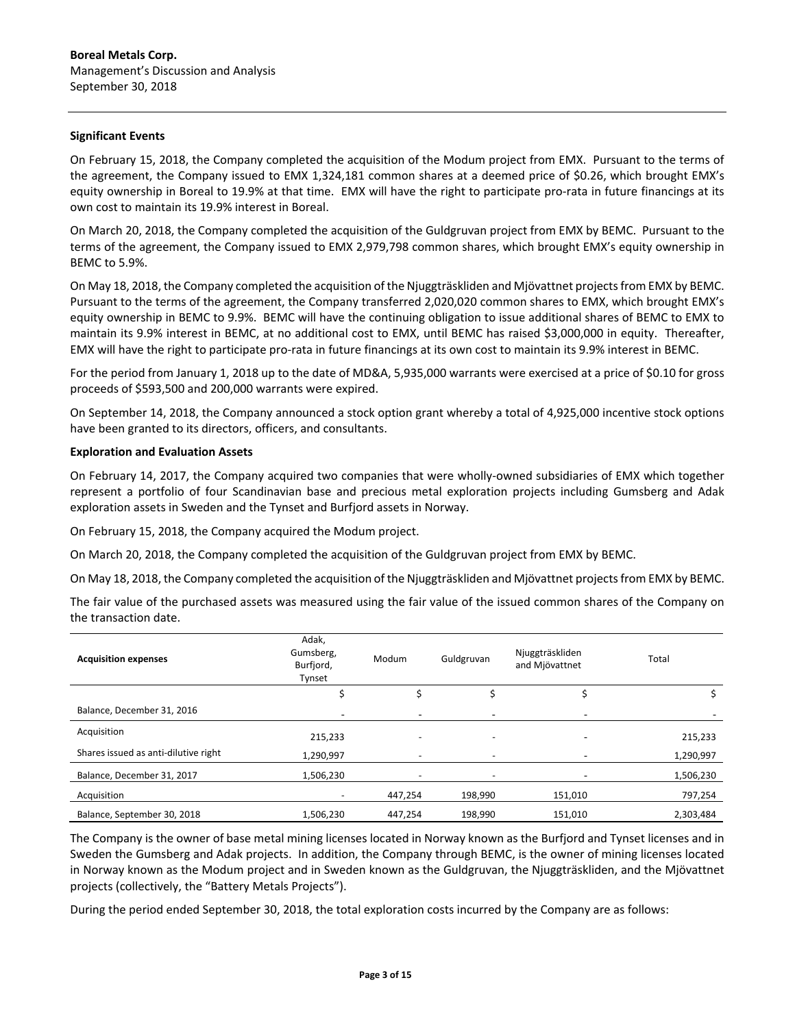**Significant Events**

On February 15, 2018, the Company completed the acquisition of the Modum project from EMX. Pursuant to the terms of the agreement, the Company issued to EMX 1,324,181 common shares at a deemed price of $0.26, which brought EMX's equity ownership in Boreal to 19.9% at that time. EMX will have the right to participate pro-rata in future financings at its own cost to maintain its 19.9% interest in Boreal.

On March 20, 2018, the Company completed the acquisition of the Guldgruvan project from EMX by BEMC. Pursuant to the terms of the agreement, the Company issued to EMX 2,979,798 common shares, which brought EMX's equity ownership in BEMC to 5.9%.

On May 18, 2018, the Company completed the acquisition of the Njuggträskliden and Mjövattnet projects from EMX by BEMC. Pursuant to the terms of the agreement, the Company transferred 2,020,020 common shares to EMX, which brought EMX's equity ownership in BEMC to 9.9%. BEMC will have the continuing obligation to issue additional shares of BEMC to EMX to maintain its 9.9% interest in BEMC, at no additional cost to EMX, until BEMC has raised $3,000,000 in equity. Thereafter, EMX will have the right to participate pro-rata in future financings at its own cost to maintain its 9.9% interest in BEMC.

For the period from January 1, 2018 up to the date of MD&A, 5,935,000 warrants were exercised at a price of $0.10 for gross proceeds of $593,500 and 200,000 warrants were expired.

On September 14, 2018, the Company announced a stock option grant whereby a total of 4,925,000 incentive stock options have been granted to its directors, officers, and consultants.

**Exploration and Evaluation Assets**

On February 14, 2017, the Company acquired two companies that were wholly-owned subsidiaries of EMX which together represent a portfolio of four Scandinavian base and precious metal exploration projects including Gumsberg and Adak exploration assets in Sweden and the Tynset and Burfjord assets in Norway.

On February 15, 2018, the Company acquired the Modum project.

On March 20, 2018, the Company completed the acquisition of the Guldgruvan project from EMX by BEMC.

On May 18, 2018, the Company completed the acquisition of the Njuggträskliden and Mjövattnet projects from EMX by BEMC.

The fair value of the purchased assets was measured using the fair value of the issued common shares of the Company on the transaction date.

| Acquisition expenses | Adak, Gumsberg, Burfjord, Tynset | Modum | Guldgruvan | Njuggträskliden and Mjövattnet | Total |
|---|---|---|---|---|---|
| | $ | $ | $ | $ | $ |
| Balance, December 31, 2016 | - | - | - | - | - |
| Acquisition | 215,233 | - | - | - | 215,233 |
| Shares issued as anti-dilutive right | 1,290,997 | - | - | - | 1,290,997 |
| Balance, December 31, 2017 | 1,506,230 | - | - | - | 1,506,230 |
| Acquisition | - | 447,254 | 198,990 | 151,010 | 797,254 |
| Balance, September 30, 2018 | 1,506,230 | 447,254 | 198,990 | 151,010 | 2,303,484 |

The Company is the owner of base metal mining licenses located in Norway known as the Burfjord and Tynset licenses and in Sweden the Gumsberg and Adak projects. In addition, the Company through BEMC, is the owner of mining licenses located in Norway known as the Modum project and in Sweden known as the Guldgruvan, the Njuggträskliden, and the Mjövattnet projects (collectively, the "Battery Metals Projects").

During the period ended September 30, 2018, the total exploration costs incurred by the Company are as follows: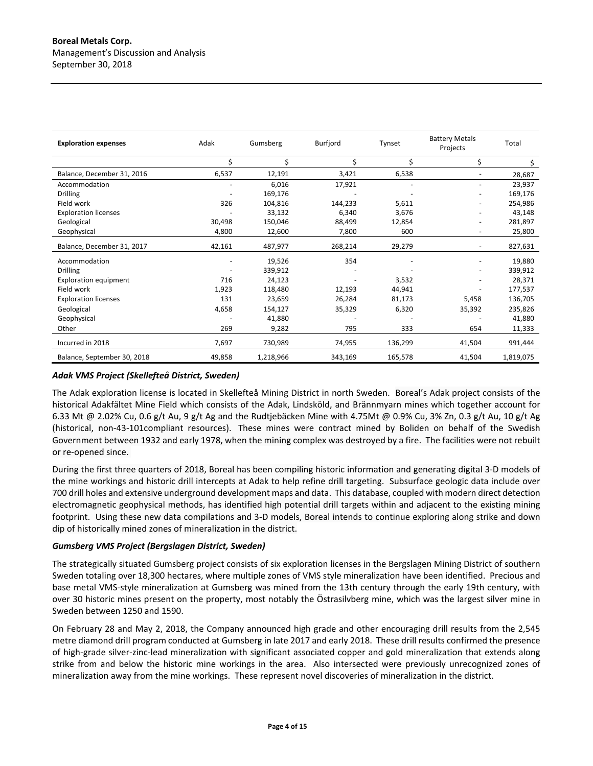| Exploration expenses | Adak | Gumsberg | Burfjord | Tynset | Battery Metals Projects | Total |
|---|---|---|---|---|---|---|
| | $ | $ | $ | $ | $ | $ |
| Balance, December 31, 2016 | 6,537 | 12,191 | 3,421 | 6,538 | - | 28,687 |
| Accommodation | - | 6,016 | 17,921 | - | - | 23,937 |
| Drilling | - | 169,176 | - | - | - | 169,176 |
| Field work | 326 | 104,816 | 144,233 | 5,611 | - | 254,986 |
| Exploration licenses | - | 33,132 | 6,340 | 3,676 | - | 43,148 |
| Geological | 30,498 | 150,046 | 88,499 | 12,854 | - | 281,897 |
| Geophysical | 4,800 | 12,600 | 7,800 | 600 | - | 25,800 |
| Balance, December 31, 2017 | 42,161 | 487,977 | 268,214 | 29,279 | - | 827,631 |
| Accommodation | - | 19,526 | 354 | - | - | 19,880 |
| Drilling | - | 339,912 | - | - | - | 339,912 |
| Exploration equipment | 716 | 24,123 | - | 3,532 | - | 28,371 |
| Field work | 1,923 | 118,480 | 12,193 | 44,941 | - | 177,537 |
| Exploration licenses | 131 | 23,659 | 26,284 | 81,173 | 5,458 | 136,705 |
| Geological | 4,658 | 154,127 | 35,329 | 6,320 | 35,392 | 235,826 |
| Geophysical | - | 41,880 | - | - | - | 41,880 |
| Other | 269 | 9,282 | 795 | 333 | 654 | 11,333 |
| Incurred in 2018 | 7,697 | 730,989 | 74,955 | 136,299 | 41,504 | 991,444 |
| Balance, September 30, 2018 | 49,858 | 1,218,966 | 343,169 | 165,578 | 41,504 | 1,819,075 |

### *Adak VMS Project (Skellefteå District, Sweden)*

The Adak exploration license is located in Skellefteå Mining District in north Sweden. Boreal's Adak project consists of the historical Adakfältet Mine Field which consists of the Adak, Lindsköld, and Brännmyarn mines which together account for 6.33 Mt @ 2.02% Cu, 0.6 g/t Au, 9 g/t Ag and the Rudtjebäcken Mine with 4.75Mt @ 0.9% Cu, 3% Zn, 0.3 g/t Au, 10 g/t Ag (historical, non-43-101compliant resources). These mines were contract mined by Boliden on behalf of the Swedish Government between 1932 and early 1978, when the mining complex was destroyed by a fire. The facilities were not rebuilt or re-opened since.

During the first three quarters of 2018, Boreal has been compiling historic information and generating digital 3-D models of the mine workings and historic drill intercepts at Adak to help refine drill targeting. Subsurface geologic data include over 700 drill holes and extensive underground development maps and data. This database, coupled with modern direct detection electromagnetic geophysical methods, has identified high potential drill targets within and adjacent to the existing mining footprint. Using these new data compilations and 3-D models, Boreal intends to continue exploring along strike and down dip of historically mined zones of mineralization in the district.

### *Gumsberg VMS Project (Bergslagen District, Sweden)*

The strategically situated Gumsberg project consists of six exploration licenses in the Bergslagen Mining District of southern Sweden totaling over 18,300 hectares, where multiple zones of VMS style mineralization have been identified. Precious and base metal VMS-style mineralization at Gumsberg was mined from the 13th century through the early 19th century, with over 30 historic mines present on the property, most notably the Östrasilvberg mine, which was the largest silver mine in Sweden between 1250 and 1590.

On February 28 and May 2, 2018, the Company announced high grade and other encouraging drill results from the 2,545 metre diamond drill program conducted at Gumsberg in late 2017 and early 2018. These drill results confirmed the presence of high-grade silver-zinc-lead mineralization with significant associated copper and gold mineralization that extends along strike from and below the historic mine workings in the area. Also intersected were previously unrecognized zones of mineralization away from the mine workings. These represent novel discoveries of mineralization in the district.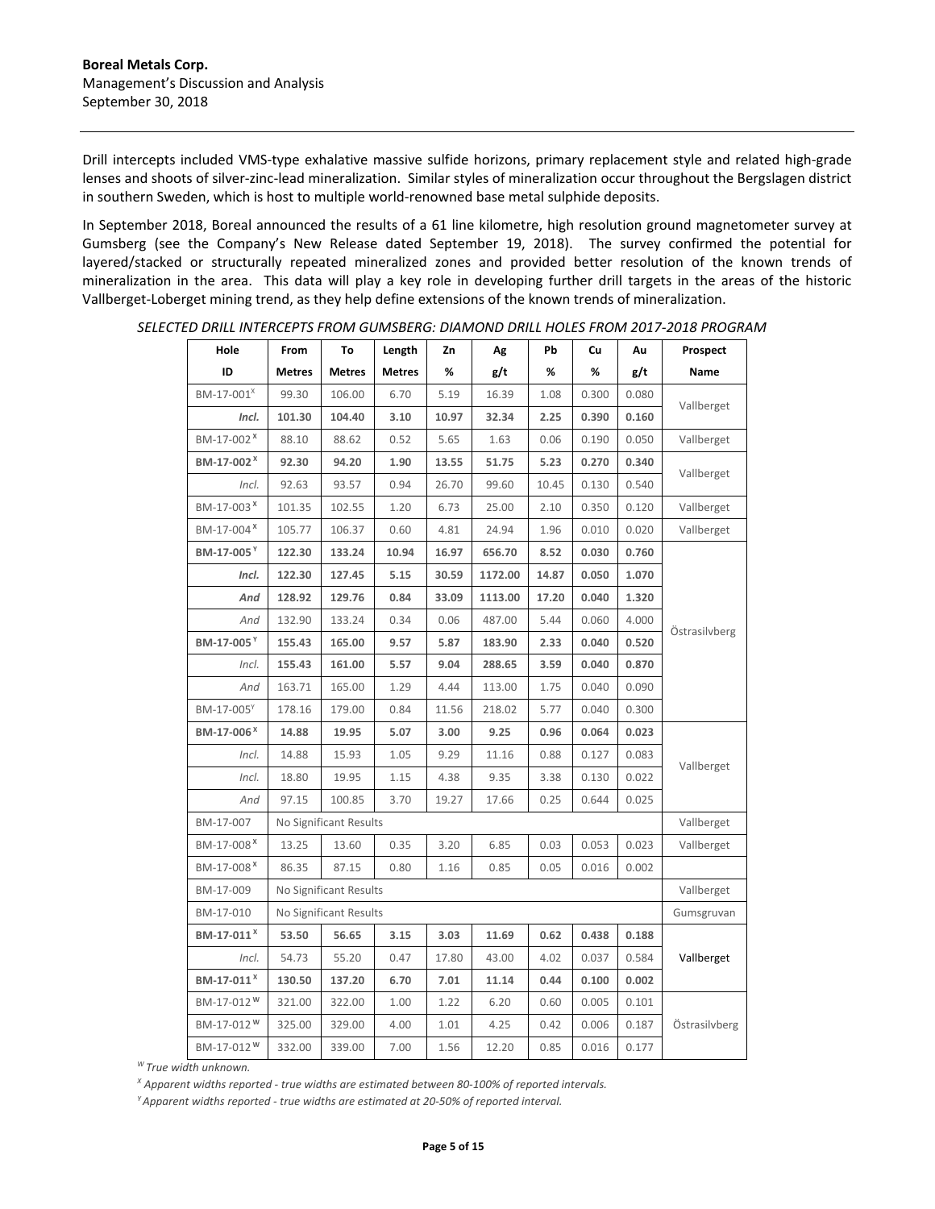Drill intercepts included VMS-type exhalative massive sulfide horizons, primary replacement style and related high-grade lenses and shoots of silver-zinc-lead mineralization. Similar styles of mineralization occur throughout the Bergslagen district in southern Sweden, which is host to multiple world-renowned base metal sulphide deposits.

In September 2018, Boreal announced the results of a 61 line kilometre, high resolution ground magnetometer survey at Gumsberg (see the Company's New Release dated September 19, 2018). The survey confirmed the potential for layered/stacked or structurally repeated mineralized zones and provided better resolution of the known trends of mineralization in the area. This data will play a key role in developing further drill targets in the areas of the historic Vallberget-Loberget mining trend, as they help define extensions of the known trends of mineralization.

*SELECTED DRILL INTERCEPTS FROM GUMSBERG: DIAMOND DRILL HOLES FROM 2017-2018 PROGRAM*

| Hole ID | From Metres | To Metres | Length Metres | Zn % | Ag g/t | Pb % | Cu % | Au g/t | Prospect Name |
|---|---|---|---|---|---|---|---|---|---|
| BM-17-001[X] | 99.30 | 106.00 | 6.70 | 5.19 | 16.39 | 1.08 | 0.300 | 0.080 | Vallberget |
| ***Incl.*** | **101.30** | **104.40** | **3.10** | **10.97** | **32.34** | **2.25** | **0.390** | **0.160** | |
| BM-17-002[X] | 88.10 | 88.62 | 0.52 | 5.65 | 1.63 | 0.06 | 0.190 | 0.050 | Vallberget |
| **BM-17-002[X]** | **92.30** | **94.20** | **1.90** | **13.55** | **51.75** | **5.23** | **0.270** | **0.340** | Vallberget |
| *Incl.* | 92.63 | 93.57 | 0.94 | 26.70 | 99.60 | 10.45 | 0.130 | 0.540 | |
| BM-17-003[X] | 101.35 | 102.55 | 1.20 | 6.73 | 25.00 | 2.10 | 0.350 | 0.120 | Vallberget |
| BM-17-004[X] | 105.77 | 106.37 | 0.60 | 4.81 | 24.94 | 1.96 | 0.010 | 0.020 | Vallberget |
| **BM-17-005[Y]** | **122.30** | **133.24** | **10.94** | **16.97** | **656.70** | **8.52** | **0.030** | **0.760** | Östrasilvberg |
| ***Incl.*** | **122.30** | **127.45** | **5.15** | **30.59** | **1172.00** | **14.87** | **0.050** | **1.070** | |
| ***And*** | **128.92** | **129.76** | **0.84** | **33.09** | **1113.00** | **17.20** | **0.040** | **1.320** | |
| *And* | 132.90 | 133.24 | 0.34 | 0.06 | 487.00 | 5.44 | 0.060 | 4.000 | |
| **BM-17-005[Y]** | **155.43** | **165.00** | **9.57** | **5.87** | **183.90** | **2.33** | **0.040** | **0.520** | |
| *Incl.* | 155.43 | 161.00 | 5.57 | 9.04 | 288.65 | 3.59 | 0.040 | 0.870 | |
| *And* | 163.71 | 165.00 | 1.29 | 4.44 | 113.00 | 1.75 | 0.040 | 0.090 | |
| BM-17-005[Y] | 178.16 | 179.00 | 0.84 | 11.56 | 218.02 | 5.77 | 0.040 | 0.300 | |
| **BM-17-006[X]** | **14.88** | **19.95** | **5.07** | **3.00** | **9.25** | **0.96** | **0.064** | **0.023** | Vallberget |
| *Incl.* | 14.88 | 15.93 | 1.05 | 9.29 | 11.16 | 0.88 | 0.127 | 0.083 | |
| *Incl.* | 18.80 | 19.95 | 1.15 | 4.38 | 9.35 | 3.38 | 0.130 | 0.022 | |
| *And* | 97.15 | 100.85 | 3.70 | 19.27 | 17.66 | 0.25 | 0.644 | 0.025 | |
| BM-17-007 | No Significant Results | | | | | | | | Vallberget |
| BM-17-008[X] | 13.25 | 13.60 | 0.35 | 3.20 | 6.85 | 0.03 | 0.053 | 0.023 | Vallberget |
| BM-17-008[X] | 86.35 | 87.15 | 0.80 | 1.16 | 0.85 | 0.05 | 0.016 | 0.002 | |
| BM-17-009 | No Significant Results | | | | | | | | Vallberget |
| BM-17-010 | No Significant Results | | | | | | | | Gumsgruvan |
| **BM-17-011[X]** | **53.50** | **56.65** | **3.15** | **3.03** | **11.69** | **0.62** | **0.438** | **0.188** | Vallberget |
| *Incl.* | 54.73 | 55.20 | 0.47 | 17.80 | 43.00 | 4.02 | 0.037 | 0.584 | |
| **BM-17-011[X]** | **130.50** | **137.20** | **6.70** | **7.01** | **11.14** | **0.44** | **0.100** | **0.002** | |
| BM-17-012[W] | 321.00 | 322.00 | 1.00 | 1.22 | 6.20 | 0.60 | 0.005 | 0.101 | Östrasilvberg |
| BM-17-012[W] | 325.00 | 329.00 | 4.00 | 1.01 | 4.25 | 0.42 | 0.006 | 0.187 | |
| BM-17-012[W] | 332.00 | 339.00 | 7.00 | 1.56 | 12.20 | 0.85 | 0.016 | 0.177 | |

*[W] True width unknown.*

*[X] Apparent widths reported - true widths are estimated between 80-100% of reported intervals.*

*[Y] Apparent widths reported - true widths are estimated at 20-50% of reported interval.*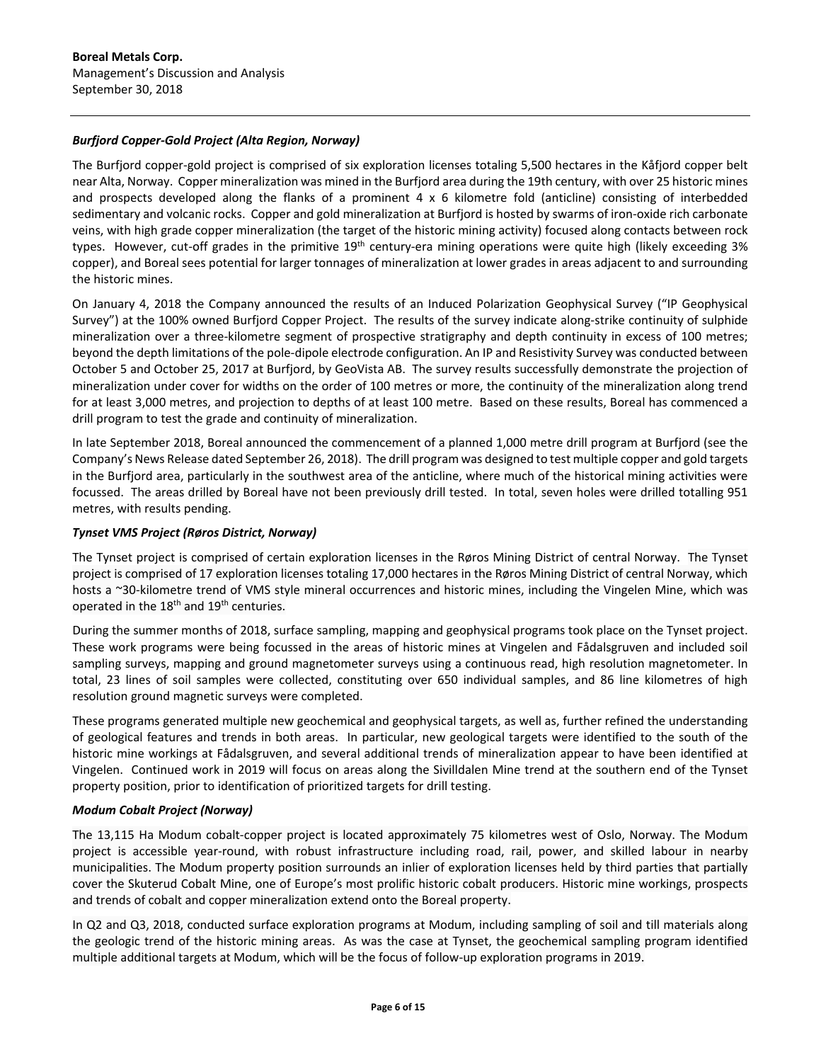***Burfjord Copper-Gold Project (Alta Region, Norway)***

The Burfjord copper-gold project is comprised of six exploration licenses totaling 5,500 hectares in the Kåfjord copper belt near Alta, Norway. Copper mineralization was mined in the Burfjord area during the 19th century, with over 25 historic mines and prospects developed along the flanks of a prominent 4 x 6 kilometre fold (anticline) consisting of interbedded sedimentary and volcanic rocks. Copper and gold mineralization at Burfjord is hosted by swarms of iron-oxide rich carbonate veins, with high grade copper mineralization (the target of the historic mining activity) focused along contacts between rock types. However, cut-off grades in the primitive 19th century-era mining operations were quite high (likely exceeding 3% copper), and Boreal sees potential for larger tonnages of mineralization at lower grades in areas adjacent to and surrounding the historic mines.

On January 4, 2018 the Company announced the results of an Induced Polarization Geophysical Survey ("IP Geophysical Survey") at the 100% owned Burfjord Copper Project. The results of the survey indicate along-strike continuity of sulphide mineralization over a three-kilometre segment of prospective stratigraphy and depth continuity in excess of 100 metres; beyond the depth limitations of the pole-dipole electrode configuration. An IP and Resistivity Survey was conducted between October 5 and October 25, 2017 at Burfjord, by GeoVista AB. The survey results successfully demonstrate the projection of mineralization under cover for widths on the order of 100 metres or more, the continuity of the mineralization along trend for at least 3,000 metres, and projection to depths of at least 100 metre. Based on these results, Boreal has commenced a drill program to test the grade and continuity of mineralization.

In late September 2018, Boreal announced the commencement of a planned 1,000 metre drill program at Burfjord (see the Company's News Release dated September 26, 2018). The drill program was designed to test multiple copper and gold targets in the Burfjord area, particularly in the southwest area of the anticline, where much of the historical mining activities were focussed. The areas drilled by Boreal have not been previously drill tested. In total, seven holes were drilled totalling 951 metres, with results pending.

***Tynset VMS Project (Røros District, Norway)***

The Tynset project is comprised of certain exploration licenses in the Røros Mining District of central Norway. The Tynset project is comprised of 17 exploration licenses totaling 17,000 hectares in the Røros Mining District of central Norway, which hosts a ~30-kilometre trend of VMS style mineral occurrences and historic mines, including the Vingelen Mine, which was operated in the 18th and 19th centuries.

During the summer months of 2018, surface sampling, mapping and geophysical programs took place on the Tynset project. These work programs were being focussed in the areas of historic mines at Vingelen and Fådalsgruven and included soil sampling surveys, mapping and ground magnetometer surveys using a continuous read, high resolution magnetometer. In total, 23 lines of soil samples were collected, constituting over 650 individual samples, and 86 line kilometres of high resolution ground magnetic surveys were completed.

These programs generated multiple new geochemical and geophysical targets, as well as, further refined the understanding of geological features and trends in both areas. In particular, new geological targets were identified to the south of the historic mine workings at Fådalsgruven, and several additional trends of mineralization appear to have been identified at Vingelen. Continued work in 2019 will focus on areas along the Sivilldalen Mine trend at the southern end of the Tynset property position, prior to identification of prioritized targets for drill testing.

***Modum Cobalt Project (Norway)***

The 13,115 Ha Modum cobalt-copper project is located approximately 75 kilometres west of Oslo, Norway. The Modum project is accessible year-round, with robust infrastructure including road, rail, power, and skilled labour in nearby municipalities. The Modum property position surrounds an inlier of exploration licenses held by third parties that partially cover the Skuterud Cobalt Mine, one of Europe's most prolific historic cobalt producers. Historic mine workings, prospects and trends of cobalt and copper mineralization extend onto the Boreal property.

In Q2 and Q3, 2018, conducted surface exploration programs at Modum, including sampling of soil and till materials along the geologic trend of the historic mining areas. As was the case at Tynset, the geochemical sampling program identified multiple additional targets at Modum, which will be the focus of follow-up exploration programs in 2019.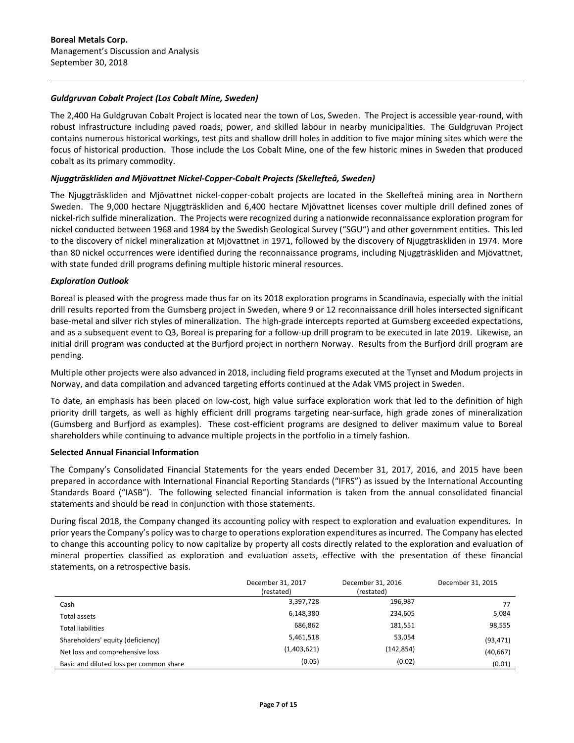### *Guldgruvan Cobalt Project (Los Cobalt Mine, Sweden)*

The 2,400 Ha Guldgruvan Cobalt Project is located near the town of Los, Sweden. The Project is accessible year-round, with robust infrastructure including paved roads, power, and skilled labour in nearby municipalities. The Guldgruvan Project contains numerous historical workings, test pits and shallow drill holes in addition to five major mining sites which were the focus of historical production. Those include the Los Cobalt Mine, one of the few historic mines in Sweden that produced cobalt as its primary commodity.

### *Njuggträskliden and Mjövattnet Nickel-Copper-Cobalt Projects (Skellefteå, Sweden)*

The Njuggträskliden and Mjövattnet nickel-copper-cobalt projects are located in the Skellefteå mining area in Northern Sweden. The 9,000 hectare Njuggträskliden and 6,400 hectare Mjövattnet licenses cover multiple drill defined zones of nickel-rich sulfide mineralization. The Projects were recognized during a nationwide reconnaissance exploration program for nickel conducted between 1968 and 1984 by the Swedish Geological Survey ("SGU") and other government entities. This led to the discovery of nickel mineralization at Mjövattnet in 1971, followed by the discovery of Njuggträskliden in 1974. More than 80 nickel occurrences were identified during the reconnaissance programs, including Njuggträskliden and Mjövattnet, with state funded drill programs defining multiple historic mineral resources.

### *Exploration Outlook*

Boreal is pleased with the progress made thus far on its 2018 exploration programs in Scandinavia, especially with the initial drill results reported from the Gumsberg project in Sweden, where 9 or 12 reconnaissance drill holes intersected significant base-metal and silver rich styles of mineralization. The high-grade intercepts reported at Gumsberg exceeded expectations, and as a subsequent event to Q3, Boreal is preparing for a follow-up drill program to be executed in late 2019. Likewise, an initial drill program was conducted at the Burfjord project in northern Norway. Results from the Burfjord drill program are pending.

Multiple other projects were also advanced in 2018, including field programs executed at the Tynset and Modum projects in Norway, and data compilation and advanced targeting efforts continued at the Adak VMS project in Sweden.

To date, an emphasis has been placed on low-cost, high value surface exploration work that led to the definition of high priority drill targets, as well as highly efficient drill programs targeting near-surface, high grade zones of mineralization (Gumsberg and Burfjord as examples). These cost-efficient programs are designed to deliver maximum value to Boreal shareholders while continuing to advance multiple projects in the portfolio in a timely fashion.

### **Selected Annual Financial Information**

The Company's Consolidated Financial Statements for the years ended December 31, 2017, 2016, and 2015 have been prepared in accordance with International Financial Reporting Standards ("IFRS") as issued by the International Accounting Standards Board ("IASB"). The following selected financial information is taken from the annual consolidated financial statements and should be read in conjunction with those statements.

During fiscal 2018, the Company changed its accounting policy with respect to exploration and evaluation expenditures. In prior years the Company's policy was to charge to operations exploration expenditures as incurred. The Company has elected to change this accounting policy to now capitalize by property all costs directly related to the exploration and evaluation of mineral properties classified as exploration and evaluation assets, effective with the presentation of these financial statements, on a retrospective basis.

| | December 31, 2017 (restated) | December 31, 2016 (restated) | December 31, 2015 |
|---|---|---|---|
| Cash | 3,397,728 | 196,987 | 77 |
| Total assets | 6,148,380 | 234,605 | 5,084 |
| Total liabilities | 686,862 | 181,551 | 98,555 |
| Shareholders' equity (deficiency) | 5,461,518 | 53,054 | (93,471) |
| Net loss and comprehensive loss | (1,403,621) | (142,854) | (40,667) |
| Basic and diluted loss per common share | (0.05) | (0.02) | (0.01) |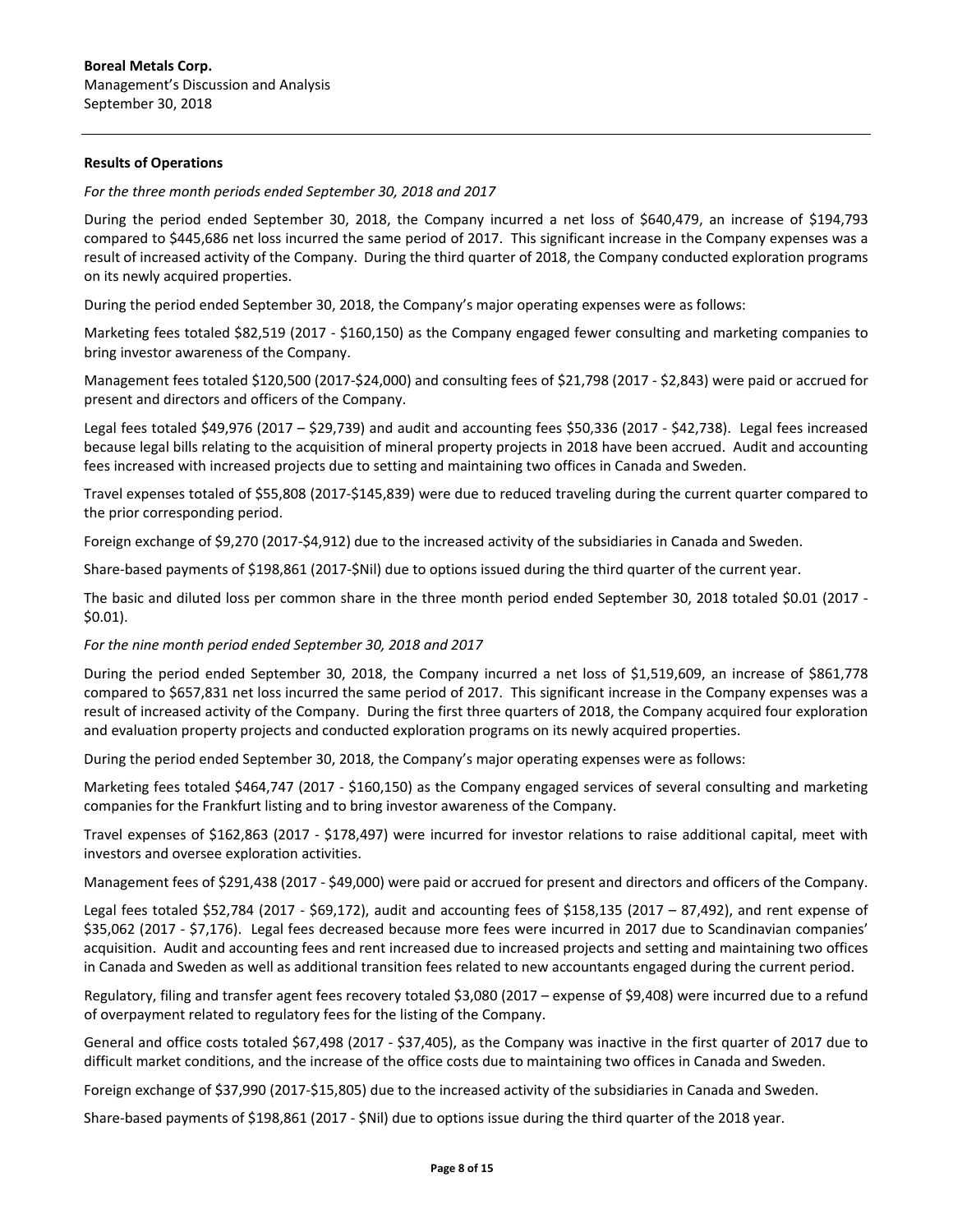**Results of Operations**

*For the three month periods ended September 30, 2018 and 2017*

During the period ended September 30, 2018, the Company incurred a net loss of $640,479, an increase of $194,793 compared to $445,686 net loss incurred the same period of 2017. This significant increase in the Company expenses was a result of increased activity of the Company. During the third quarter of 2018, the Company conducted exploration programs on its newly acquired properties.

During the period ended September 30, 2018, the Company's major operating expenses were as follows:

Marketing fees totaled $82,519 (2017 - $160,150) as the Company engaged fewer consulting and marketing companies to bring investor awareness of the Company.

Management fees totaled $120,500 (2017-$24,000) and consulting fees of $21,798 (2017 - $2,843) were paid or accrued for present and directors and officers of the Company.

Legal fees totaled $49,976 (2017 – $29,739) and audit and accounting fees $50,336 (2017 - $42,738). Legal fees increased because legal bills relating to the acquisition of mineral property projects in 2018 have been accrued. Audit and accounting fees increased with increased projects due to setting and maintaining two offices in Canada and Sweden.

Travel expenses totaled of $55,808 (2017-$145,839) were due to reduced traveling during the current quarter compared to the prior corresponding period.

Foreign exchange of $9,270 (2017-$4,912) due to the increased activity of the subsidiaries in Canada and Sweden.

Share-based payments of $198,861 (2017-$Nil) due to options issued during the third quarter of the current year.

The basic and diluted loss per common share in the three month period ended September 30, 2018 totaled $0.01 (2017 - $0.01).

*For the nine month period ended September 30, 2018 and 2017*

During the period ended September 30, 2018, the Company incurred a net loss of $1,519,609, an increase of $861,778 compared to $657,831 net loss incurred the same period of 2017. This significant increase in the Company expenses was a result of increased activity of the Company. During the first three quarters of 2018, the Company acquired four exploration and evaluation property projects and conducted exploration programs on its newly acquired properties.

During the period ended September 30, 2018, the Company's major operating expenses were as follows:

Marketing fees totaled $464,747 (2017 - $160,150) as the Company engaged services of several consulting and marketing companies for the Frankfurt listing and to bring investor awareness of the Company.

Travel expenses of $162,863 (2017 - $178,497) were incurred for investor relations to raise additional capital, meet with investors and oversee exploration activities.

Management fees of $291,438 (2017 - $49,000) were paid or accrued for present and directors and officers of the Company.

Legal fees totaled $52,784 (2017 - $69,172), audit and accounting fees of $158,135 (2017 – 87,492), and rent expense of $35,062 (2017 - $7,176). Legal fees decreased because more fees were incurred in 2017 due to Scandinavian companies' acquisition. Audit and accounting fees and rent increased due to increased projects and setting and maintaining two offices in Canada and Sweden as well as additional transition fees related to new accountants engaged during the current period.

Regulatory, filing and transfer agent fees recovery totaled $3,080 (2017 – expense of $9,408) were incurred due to a refund of overpayment related to regulatory fees for the listing of the Company.

General and office costs totaled $67,498 (2017 - $37,405), as the Company was inactive in the first quarter of 2017 due to difficult market conditions, and the increase of the office costs due to maintaining two offices in Canada and Sweden.

Foreign exchange of $37,990 (2017-$15,805) due to the increased activity of the subsidiaries in Canada and Sweden.

Share-based payments of $198,861 (2017 - $Nil) due to options issue during the third quarter of the 2018 year.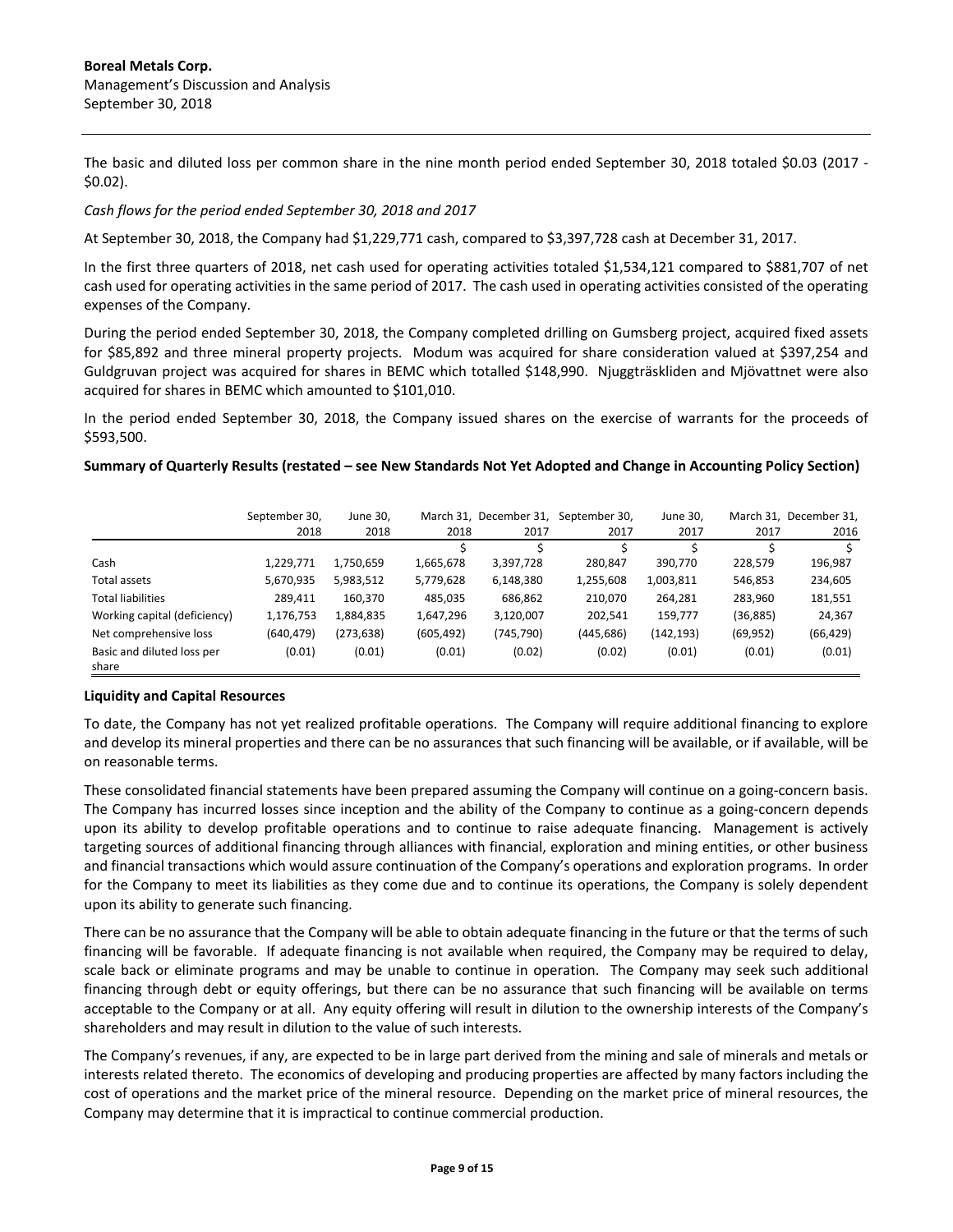The basic and diluted loss per common share in the nine month period ended September 30, 2018 totaled \$0.03 (2017 - \$0.02).

*Cash flows for the period ended September 30, 2018 and 2017*

At September 30, 2018, the Company had \$1,229,771 cash, compared to \$3,397,728 cash at December 31, 2017.

In the first three quarters of 2018, net cash used for operating activities totaled \$1,534,121 compared to \$881,707 of net cash used for operating activities in the same period of 2017. The cash used in operating activities consisted of the operating expenses of the Company.

During the period ended September 30, 2018, the Company completed drilling on Gumsberg project, acquired fixed assets for \$85,892 and three mineral property projects. Modum was acquired for share consideration valued at \$397,254 and Guldgruvan project was acquired for shares in BEMC which totalled \$148,990. Njuggträskliden and Mjövattnet were also acquired for shares in BEMC which amounted to \$101,010.

In the period ended September 30, 2018, the Company issued shares on the exercise of warrants for the proceeds of \$593,500.

**Summary of Quarterly Results (restated – see New Standards Not Yet Adopted and Change in Accounting Policy Section)**

| | September 30, 2018 | June 30, 2018 | March 31, 2018 | December 31, 2017 | September 30, 2017 | June 30, 2017 | March 31, 2017 | December 31, 2016 |
|---|---|---|---|---|---|---|---|---|
| | \$ | \$ | \$ | \$ | \$ | \$ | \$ | \$ |
| Cash | 1,229,771 | 1,750,659 | 1,665,678 | 3,397,728 | 280,847 | 390,770 | 228,579 | 196,987 |
| Total assets | 5,670,935 | 5,983,512 | 5,779,628 | 6,148,380 | 1,255,608 | 1,003,811 | 546,853 | 234,605 |
| Total liabilities | 289,411 | 160,370 | 485,035 | 686,862 | 210,070 | 264,281 | 283,960 | 181,551 |
| Working capital (deficiency) | 1,176,753 | 1,884,835 | 1,647,296 | 3,120,007 | 202,541 | 159,777 | (36,885) | 24,367 |
| Net comprehensive loss | (640,479) | (273,638) | (605,492) | (745,790) | (445,686) | (142,193) | (69,952) | (66,429) |
| Basic and diluted loss per share | (0.01) | (0.01) | (0.01) | (0.02) | (0.02) | (0.01) | (0.01) | (0.01) |

**Liquidity and Capital Resources**

To date, the Company has not yet realized profitable operations. The Company will require additional financing to explore and develop its mineral properties and there can be no assurances that such financing will be available, or if available, will be on reasonable terms.

These consolidated financial statements have been prepared assuming the Company will continue on a going-concern basis. The Company has incurred losses since inception and the ability of the Company to continue as a going-concern depends upon its ability to develop profitable operations and to continue to raise adequate financing. Management is actively targeting sources of additional financing through alliances with financial, exploration and mining entities, or other business and financial transactions which would assure continuation of the Company's operations and exploration programs. In order for the Company to meet its liabilities as they come due and to continue its operations, the Company is solely dependent upon its ability to generate such financing.

There can be no assurance that the Company will be able to obtain adequate financing in the future or that the terms of such financing will be favorable. If adequate financing is not available when required, the Company may be required to delay, scale back or eliminate programs and may be unable to continue in operation. The Company may seek such additional financing through debt or equity offerings, but there can be no assurance that such financing will be available on terms acceptable to the Company or at all. Any equity offering will result in dilution to the ownership interests of the Company's shareholders and may result in dilution to the value of such interests.

The Company's revenues, if any, are expected to be in large part derived from the mining and sale of minerals and metals or interests related thereto. The economics of developing and producing properties are affected by many factors including the cost of operations and the market price of the mineral resource. Depending on the market price of mineral resources, the Company may determine that it is impractical to continue commercial production.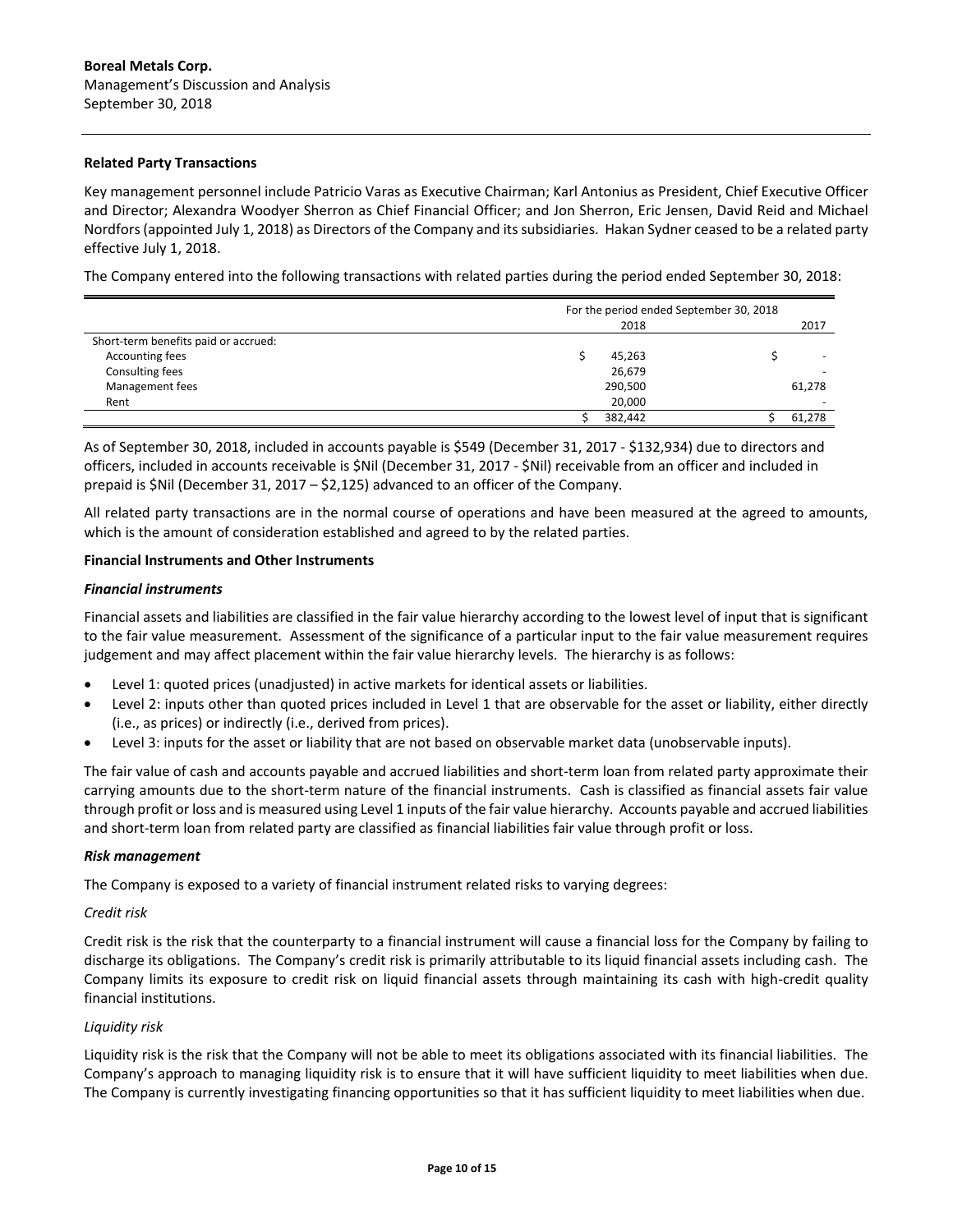**Related Party Transactions**

Key management personnel include Patricio Varas as Executive Chairman; Karl Antonius as President, Chief Executive Officer and Director; Alexandra Woodyer Sherron as Chief Financial Officer; and Jon Sherron, Eric Jensen, David Reid and Michael Nordfors (appointed July 1, 2018) as Directors of the Company and its subsidiaries. Hakan Sydner ceased to be a related party effective July 1, 2018.

The Company entered into the following transactions with related parties during the period ended September 30, 2018:

| | For the period ended September 30, 2018 | |
|---|---|---|
| | 2018 | 2017 |
| Short-term benefits paid or accrued: | | |
| Accounting fees | $ 45,263 | $ - |
| Consulting fees | 26,679 | - |
| Management fees | 290,500 | 61,278 |
| Rent | 20,000 | - |
| | $ 382,442 | $ 61,278 |

As of September 30, 2018, included in accounts payable is $549 (December 31, 2017 - $132,934) due to directors and officers, included in accounts receivable is $Nil (December 31, 2017 - $Nil) receivable from an officer and included in prepaid is $Nil (December 31, 2017 – $2,125) advanced to an officer of the Company.

All related party transactions are in the normal course of operations and have been measured at the agreed to amounts, which is the amount of consideration established and agreed to by the related parties.

**Financial Instruments and Other Instruments**

***Financial instruments***

Financial assets and liabilities are classified in the fair value hierarchy according to the lowest level of input that is significant to the fair value measurement. Assessment of the significance of a particular input to the fair value measurement requires judgement and may affect placement within the fair value hierarchy levels. The hierarchy is as follows:

- Level 1: quoted prices (unadjusted) in active markets for identical assets or liabilities.
- Level 2: inputs other than quoted prices included in Level 1 that are observable for the asset or liability, either directly (i.e., as prices) or indirectly (i.e., derived from prices).
- Level 3: inputs for the asset or liability that are not based on observable market data (unobservable inputs).

The fair value of cash and accounts payable and accrued liabilities and short-term loan from related party approximate their carrying amounts due to the short-term nature of the financial instruments. Cash is classified as financial assets fair value through profit or loss and is measured using Level 1 inputs of the fair value hierarchy. Accounts payable and accrued liabilities and short-term loan from related party are classified as financial liabilities fair value through profit or loss.

***Risk management***

The Company is exposed to a variety of financial instrument related risks to varying degrees:

*Credit risk*

Credit risk is the risk that the counterparty to a financial instrument will cause a financial loss for the Company by failing to discharge its obligations. The Company's credit risk is primarily attributable to its liquid financial assets including cash. The Company limits its exposure to credit risk on liquid financial assets through maintaining its cash with high-credit quality financial institutions.

*Liquidity risk*

Liquidity risk is the risk that the Company will not be able to meet its obligations associated with its financial liabilities. The Company's approach to managing liquidity risk is to ensure that it will have sufficient liquidity to meet liabilities when due. The Company is currently investigating financing opportunities so that it has sufficient liquidity to meet liabilities when due.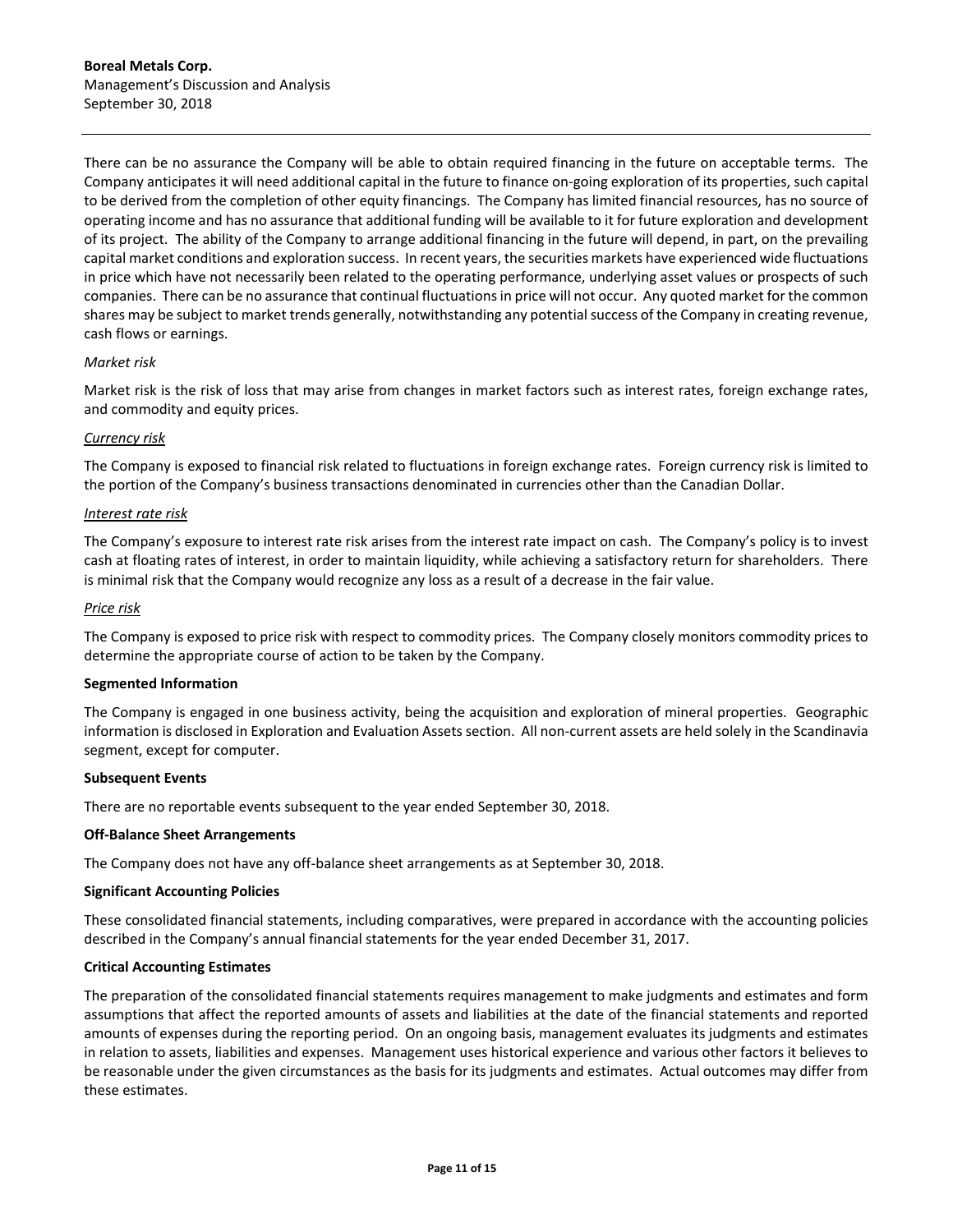There can be no assurance the Company will be able to obtain required financing in the future on acceptable terms. The Company anticipates it will need additional capital in the future to finance on-going exploration of its properties, such capital to be derived from the completion of other equity financings. The Company has limited financial resources, has no source of operating income and has no assurance that additional funding will be available to it for future exploration and development of its project. The ability of the Company to arrange additional financing in the future will depend, in part, on the prevailing capital market conditions and exploration success. In recent years, the securities markets have experienced wide fluctuations in price which have not necessarily been related to the operating performance, underlying asset values or prospects of such companies. There can be no assurance that continual fluctuations in price will not occur. Any quoted market for the common shares may be subject to market trends generally, notwithstanding any potential success of the Company in creating revenue, cash flows or earnings.

*Market risk*

Market risk is the risk of loss that may arise from changes in market factors such as interest rates, foreign exchange rates, and commodity and equity prices.

*Currency risk*

The Company is exposed to financial risk related to fluctuations in foreign exchange rates. Foreign currency risk is limited to the portion of the Company's business transactions denominated in currencies other than the Canadian Dollar.

*Interest rate risk*

The Company's exposure to interest rate risk arises from the interest rate impact on cash. The Company's policy is to invest cash at floating rates of interest, in order to maintain liquidity, while achieving a satisfactory return for shareholders. There is minimal risk that the Company would recognize any loss as a result of a decrease in the fair value.

*Price risk*

The Company is exposed to price risk with respect to commodity prices. The Company closely monitors commodity prices to determine the appropriate course of action to be taken by the Company.

**Segmented Information**

The Company is engaged in one business activity, being the acquisition and exploration of mineral properties. Geographic information is disclosed in Exploration and Evaluation Assets section. All non-current assets are held solely in the Scandinavia segment, except for computer.

**Subsequent Events**

There are no reportable events subsequent to the year ended September 30, 2018.

**Off-Balance Sheet Arrangements**

The Company does not have any off-balance sheet arrangements as at September 30, 2018.

**Significant Accounting Policies**

These consolidated financial statements, including comparatives, were prepared in accordance with the accounting policies described in the Company's annual financial statements for the year ended December 31, 2017.

**Critical Accounting Estimates**

The preparation of the consolidated financial statements requires management to make judgments and estimates and form assumptions that affect the reported amounts of assets and liabilities at the date of the financial statements and reported amounts of expenses during the reporting period. On an ongoing basis, management evaluates its judgments and estimates in relation to assets, liabilities and expenses. Management uses historical experience and various other factors it believes to be reasonable under the given circumstances as the basis for its judgments and estimates. Actual outcomes may differ from these estimates.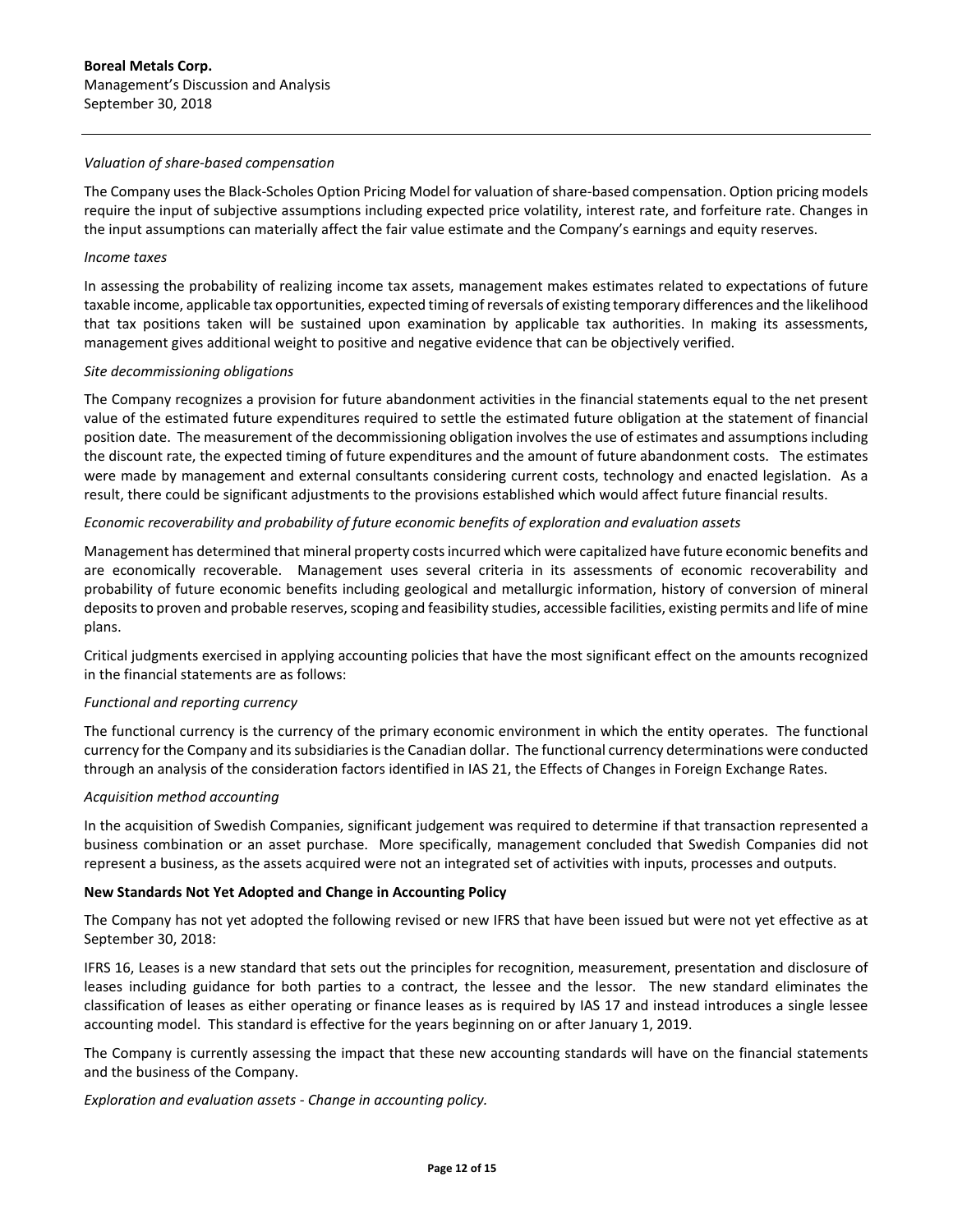*Valuation of share-based compensation*

The Company uses the Black-Scholes Option Pricing Model for valuation of share-based compensation. Option pricing models require the input of subjective assumptions including expected price volatility, interest rate, and forfeiture rate. Changes in the input assumptions can materially affect the fair value estimate and the Company's earnings and equity reserves.

*Income taxes*

In assessing the probability of realizing income tax assets, management makes estimates related to expectations of future taxable income, applicable tax opportunities, expected timing of reversals of existing temporary differences and the likelihood that tax positions taken will be sustained upon examination by applicable tax authorities. In making its assessments, management gives additional weight to positive and negative evidence that can be objectively verified.

*Site decommissioning obligations*

The Company recognizes a provision for future abandonment activities in the financial statements equal to the net present value of the estimated future expenditures required to settle the estimated future obligation at the statement of financial position date. The measurement of the decommissioning obligation involves the use of estimates and assumptions including the discount rate, the expected timing of future expenditures and the amount of future abandonment costs. The estimates were made by management and external consultants considering current costs, technology and enacted legislation. As a result, there could be significant adjustments to the provisions established which would affect future financial results.

*Economic recoverability and probability of future economic benefits of exploration and evaluation assets*

Management has determined that mineral property costs incurred which were capitalized have future economic benefits and are economically recoverable. Management uses several criteria in its assessments of economic recoverability and probability of future economic benefits including geological and metallurgic information, history of conversion of mineral deposits to proven and probable reserves, scoping and feasibility studies, accessible facilities, existing permits and life of mine plans.

Critical judgments exercised in applying accounting policies that have the most significant effect on the amounts recognized in the financial statements are as follows:

*Functional and reporting currency*

The functional currency is the currency of the primary economic environment in which the entity operates. The functional currency for the Company and its subsidiaries is the Canadian dollar. The functional currency determinations were conducted through an analysis of the consideration factors identified in IAS 21, the Effects of Changes in Foreign Exchange Rates.

*Acquisition method accounting*

In the acquisition of Swedish Companies, significant judgement was required to determine if that transaction represented a business combination or an asset purchase. More specifically, management concluded that Swedish Companies did not represent a business, as the assets acquired were not an integrated set of activities with inputs, processes and outputs.

**New Standards Not Yet Adopted and Change in Accounting Policy**

The Company has not yet adopted the following revised or new IFRS that have been issued but were not yet effective as at September 30, 2018:

IFRS 16, Leases is a new standard that sets out the principles for recognition, measurement, presentation and disclosure of leases including guidance for both parties to a contract, the lessee and the lessor. The new standard eliminates the classification of leases as either operating or finance leases as is required by IAS 17 and instead introduces a single lessee accounting model. This standard is effective for the years beginning on or after January 1, 2019.

The Company is currently assessing the impact that these new accounting standards will have on the financial statements and the business of the Company.

*Exploration and evaluation assets - Change in accounting policy.*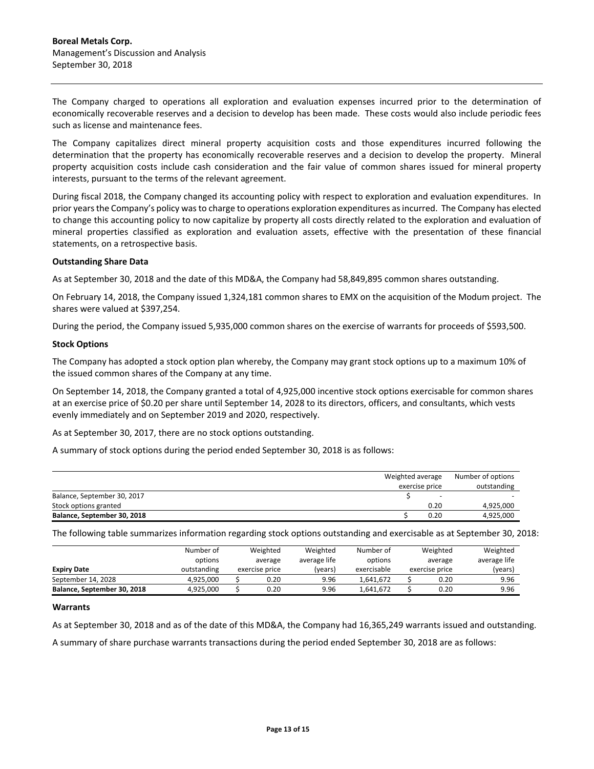The Company charged to operations all exploration and evaluation expenses incurred prior to the determination of economically recoverable reserves and a decision to develop has been made. These costs would also include periodic fees such as license and maintenance fees.

The Company capitalizes direct mineral property acquisition costs and those expenditures incurred following the determination that the property has economically recoverable reserves and a decision to develop the property. Mineral property acquisition costs include cash consideration and the fair value of common shares issued for mineral property interests, pursuant to the terms of the relevant agreement.

During fiscal 2018, the Company changed its accounting policy with respect to exploration and evaluation expenditures. In prior years the Company's policy was to charge to operations exploration expenditures as incurred. The Company has elected to change this accounting policy to now capitalize by property all costs directly related to the exploration and evaluation of mineral properties classified as exploration and evaluation assets, effective with the presentation of these financial statements, on a retrospective basis.

**Outstanding Share Data**

As at September 30, 2018 and the date of this MD&A, the Company had 58,849,895 common shares outstanding.

On February 14, 2018, the Company issued 1,324,181 common shares to EMX on the acquisition of the Modum project. The shares were valued at $397,254.

During the period, the Company issued 5,935,000 common shares on the exercise of warrants for proceeds of $593,500.

**Stock Options**

The Company has adopted a stock option plan whereby, the Company may grant stock options up to a maximum 10% of the issued common shares of the Company at any time.

On September 14, 2018, the Company granted a total of 4,925,000 incentive stock options exercisable for common shares at an exercise price of $0.20 per share until September 14, 2028 to its directors, officers, and consultants, which vests evenly immediately and on September 2019 and 2020, respectively.

As at September 30, 2017, there are no stock options outstanding.

A summary of stock options during the period ended September 30, 2018 is as follows:

| | Weighted average exercise price | Number of options outstanding |
|---|---|---|
| Balance, September 30, 2017 | $ - | - |
| Stock options granted | 0.20 | 4,925,000 |
| **Balance, September 30, 2018** | **$ 0.20** | **4,925,000** |

The following table summarizes information regarding stock options outstanding and exercisable as at September 30, 2018:

| **Expiry Date** | Number of options outstanding | Weighted average exercise price | Weighted average life (years) | Number of options exercisable | Weighted average exercise price | Weighted average life (years) |
|---|---|---|---|---|---|---|
| September 14, 2028 | 4,925,000 | $ 0.20 | 9.96 | 1,641,672 | $ 0.20 | 9.96 |
| **Balance, September 30, 2018** | 4,925,000 | $ 0.20 | 9.96 | 1,641,672 | $ 0.20 | 9.96 |

**Warrants**

As at September 30, 2018 and as of the date of this MD&A, the Company had 16,365,249 warrants issued and outstanding.

A summary of share purchase warrants transactions during the period ended September 30, 2018 are as follows: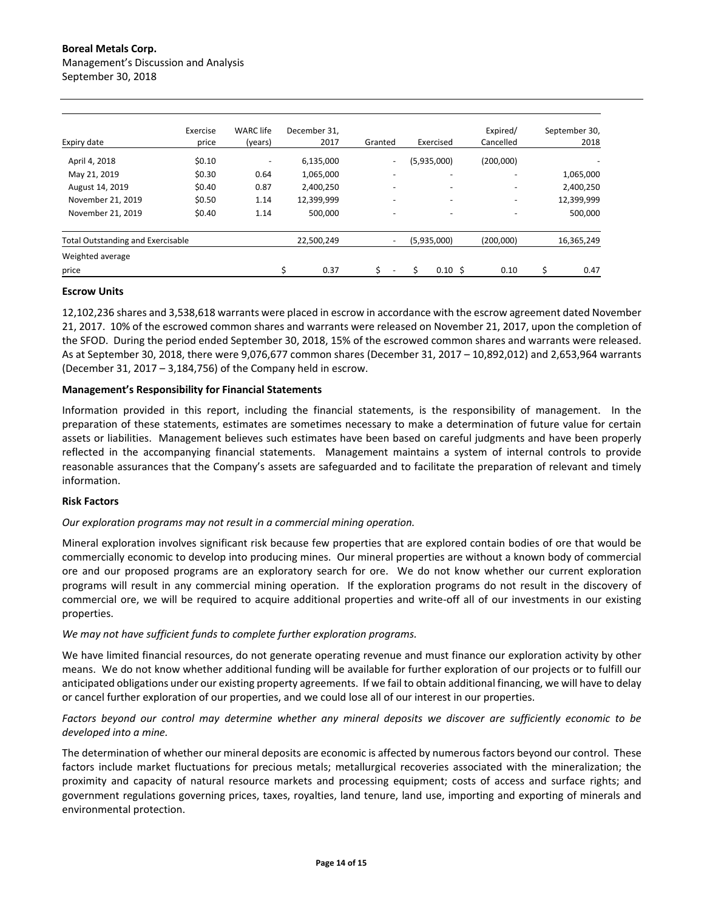| Expiry date | Exercise price | WARC life (years) | December 31, 2017 | Granted | Exercised | Expired/ Cancelled | September 30, 2018 |
|---|---|---|---|---|---|---|---|
| April 4, 2018 | $0.10 | - | 6,135,000 | - | (5,935,000) | (200,000) | - |
| May 21, 2019 | $0.30 | 0.64 | 1,065,000 | - | - | - | 1,065,000 |
| August 14, 2019 | $0.40 | 0.87 | 2,400,250 | - | - | - | 2,400,250 |
| November 21, 2019 | $0.50 | 1.14 | 12,399,999 | - | - | - | 12,399,999 |
| November 21, 2019 | $0.40 | 1.14 | 500,000 | - | - | - | 500,000 |
| Total Outstanding and Exercisable | | | 22,500,249 | - | (5,935,000) | (200,000) | 16,365,249 |
| Weighted average price | | | $ 0.37 | $ - | $ 0.10 | $ 0.10 | $ 0.47 |

**Escrow Units**

12,102,236 shares and 3,538,618 warrants were placed in escrow in accordance with the escrow agreement dated November 21, 2017. 10% of the escrowed common shares and warrants were released on November 21, 2017, upon the completion of the SFOD. During the period ended September 30, 2018, 15% of the escrowed common shares and warrants were released. As at September 30, 2018, there were 9,076,677 common shares (December 31, 2017 – 10,892,012) and 2,653,964 warrants (December 31, 2017 – 3,184,756) of the Company held in escrow.

**Management's Responsibility for Financial Statements**

Information provided in this report, including the financial statements, is the responsibility of management. In the preparation of these statements, estimates are sometimes necessary to make a determination of future value for certain assets or liabilities. Management believes such estimates have been based on careful judgments and have been properly reflected in the accompanying financial statements. Management maintains a system of internal controls to provide reasonable assurances that the Company's assets are safeguarded and to facilitate the preparation of relevant and timely information.

**Risk Factors**

*Our exploration programs may not result in a commercial mining operation.*

Mineral exploration involves significant risk because few properties that are explored contain bodies of ore that would be commercially economic to develop into producing mines. Our mineral properties are without a known body of commercial ore and our proposed programs are an exploratory search for ore. We do not know whether our current exploration programs will result in any commercial mining operation. If the exploration programs do not result in the discovery of commercial ore, we will be required to acquire additional properties and write-off all of our investments in our existing properties.

*We may not have sufficient funds to complete further exploration programs.*

We have limited financial resources, do not generate operating revenue and must finance our exploration activity by other means. We do not know whether additional funding will be available for further exploration of our projects or to fulfill our anticipated obligations under our existing property agreements. If we fail to obtain additional financing, we will have to delay or cancel further exploration of our properties, and we could lose all of our interest in our properties.

*Factors beyond our control may determine whether any mineral deposits we discover are sufficiently economic to be developed into a mine.*

The determination of whether our mineral deposits are economic is affected by numerous factors beyond our control. These factors include market fluctuations for precious metals; metallurgical recoveries associated with the mineralization; the proximity and capacity of natural resource markets and processing equipment; costs of access and surface rights; and government regulations governing prices, taxes, royalties, land tenure, land use, importing and exporting of minerals and environmental protection.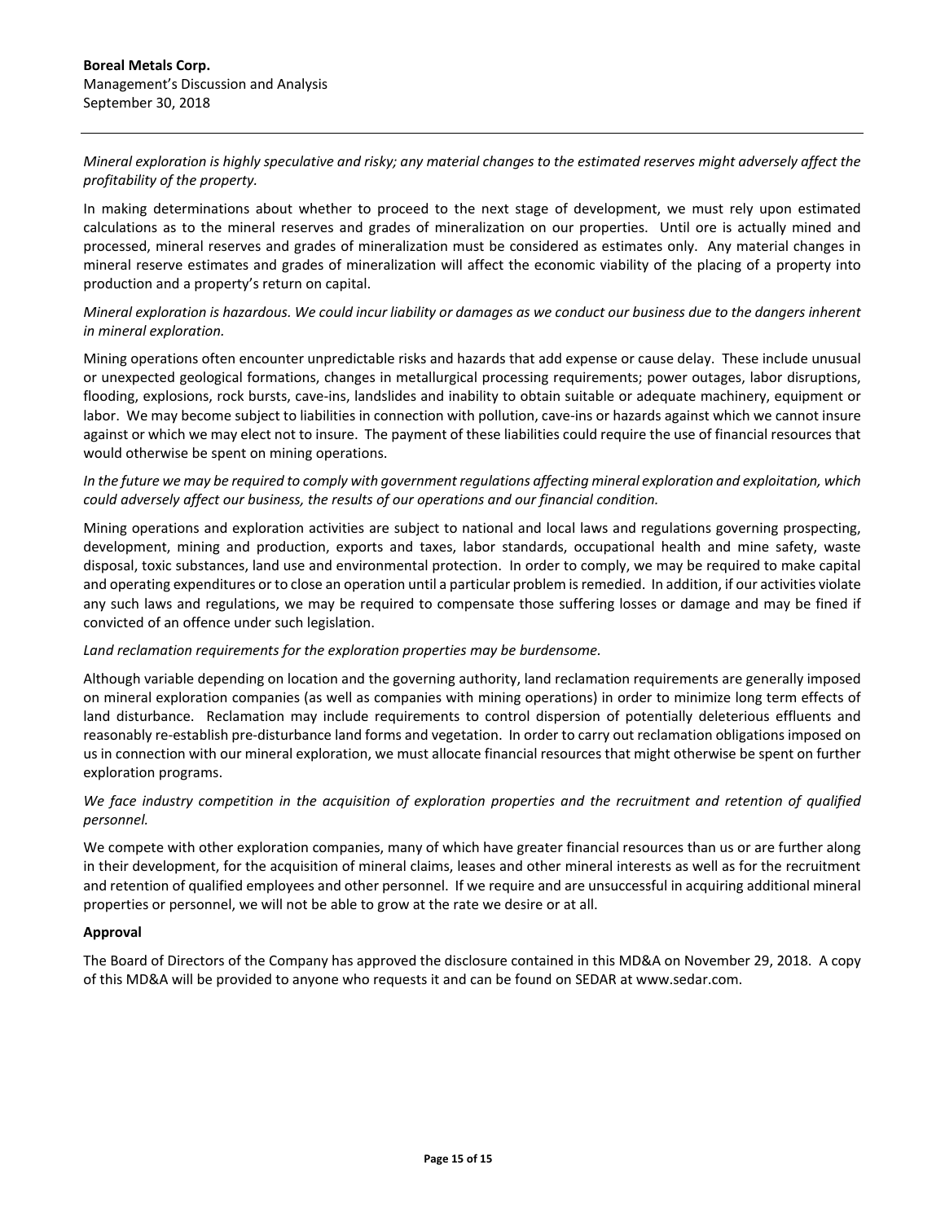*Mineral exploration is highly speculative and risky; any material changes to the estimated reserves might adversely affect the profitability of the property.*

In making determinations about whether to proceed to the next stage of development, we must rely upon estimated calculations as to the mineral reserves and grades of mineralization on our properties. Until ore is actually mined and processed, mineral reserves and grades of mineralization must be considered as estimates only. Any material changes in mineral reserve estimates and grades of mineralization will affect the economic viability of the placing of a property into production and a property's return on capital.

*Mineral exploration is hazardous. We could incur liability or damages as we conduct our business due to the dangers inherent in mineral exploration.*

Mining operations often encounter unpredictable risks and hazards that add expense or cause delay. These include unusual or unexpected geological formations, changes in metallurgical processing requirements; power outages, labor disruptions, flooding, explosions, rock bursts, cave-ins, landslides and inability to obtain suitable or adequate machinery, equipment or labor. We may become subject to liabilities in connection with pollution, cave-ins or hazards against which we cannot insure against or which we may elect not to insure. The payment of these liabilities could require the use of financial resources that would otherwise be spent on mining operations.

*In the future we may be required to comply with government regulations affecting mineral exploration and exploitation, which could adversely affect our business, the results of our operations and our financial condition.*

Mining operations and exploration activities are subject to national and local laws and regulations governing prospecting, development, mining and production, exports and taxes, labor standards, occupational health and mine safety, waste disposal, toxic substances, land use and environmental protection. In order to comply, we may be required to make capital and operating expenditures or to close an operation until a particular problem is remedied. In addition, if our activities violate any such laws and regulations, we may be required to compensate those suffering losses or damage and may be fined if convicted of an offence under such legislation.

*Land reclamation requirements for the exploration properties may be burdensome.*

Although variable depending on location and the governing authority, land reclamation requirements are generally imposed on mineral exploration companies (as well as companies with mining operations) in order to minimize long term effects of land disturbance. Reclamation may include requirements to control dispersion of potentially deleterious effluents and reasonably re-establish pre-disturbance land forms and vegetation. In order to carry out reclamation obligations imposed on us in connection with our mineral exploration, we must allocate financial resources that might otherwise be spent on further exploration programs.

*We face industry competition in the acquisition of exploration properties and the recruitment and retention of qualified personnel.*

We compete with other exploration companies, many of which have greater financial resources than us or are further along in their development, for the acquisition of mineral claims, leases and other mineral interests as well as for the recruitment and retention of qualified employees and other personnel. If we require and are unsuccessful in acquiring additional mineral properties or personnel, we will not be able to grow at the rate we desire or at all.

**Approval**

The Board of Directors of the Company has approved the disclosure contained in this MD&A on November 29, 2018. A copy of this MD&A will be provided to anyone who requests it and can be found on SEDAR at www.sedar.com.